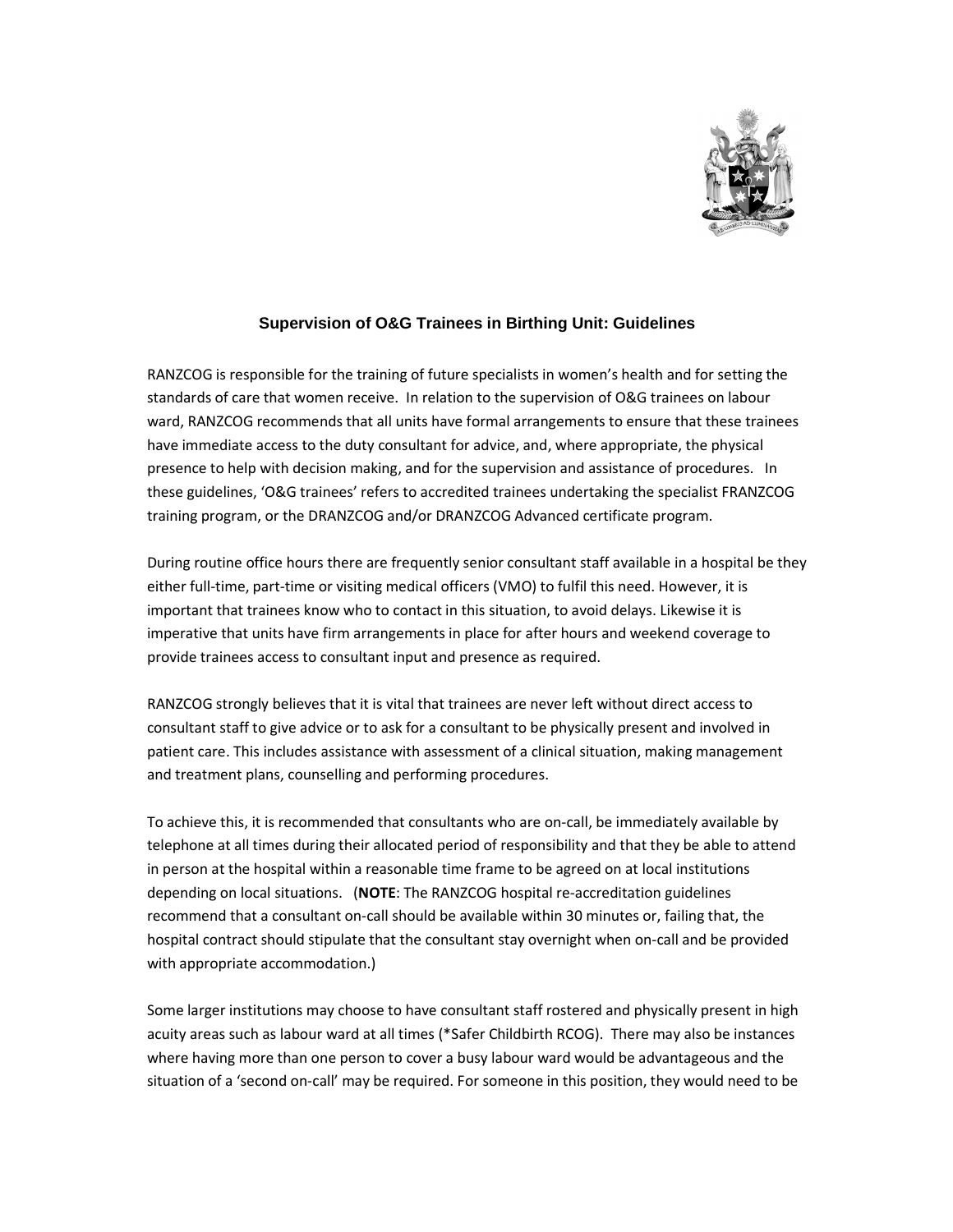# Supervision of O&G Trainees in Birthing Unit: Guidelines

RANZCOG is responsible for the training of future specialists in women's health and for setting the standards of care that women receive. In relation to the supervision of O&G trainees on labour ward, RANZCOG recommends that all units have formal arrangements to ensure that these trainees have immediate access to the duty consultant for advice, and, where appropriate, the physical presence to help with decision making, and for the supervision and assistance of procedures. In these guidelines, 'O&G trainees' refers to accredited trainees undertaking the specialist FRANZCOG training program, or the DRANZCOG and/or DRANZCOG Advanced certificate program.

During routine office hours there are frequently senior consultant staff available in a hospital be they either full-time, part-time or visiting medical officers (VMO) to fulfil this need. However, it is important that trainees know who to contact in this situation, to avoid delays. Likewise it is imperative that units have firm arrangements in place for after hours and weekend coverage to provide trainees access to consultant input and presence as required.

RANZCOG strongly believes that it is vital that trainees are never left without direct access to consultant staff to give advice or to ask for a consultant to be physically present and involved in patient care. This includes assistance with assessment of a clinical situation, making management and treatment plans, counselling and performing procedures.

To achieve this, it is recommended that consultants who are on-call, be immediately available by telephone at all times during their allocated period of responsibility and that they be able to attend in person at the hospital within a reasonable time frame to be agreed on at local institutions depending on local situations. (**NOTE**: The RANZCOG hospital re-accreditation guidelines recommend that a consultant on-call should be available within 30 minutes or, failing that, the hospital contract should stipulate that the consultant stay overnight when on-call and be provided with appropriate accommodation.)

Some larger institutions may choose to have consultant staff rostered and physically present in high acuity areas such as labour ward at all times (*Safer Childbirth RCOG). There may also be instances where having more than one person to cover a busy labour ward would be advantageous and the situation of a 'second on-call' may be required. For someone in this position, they would need to be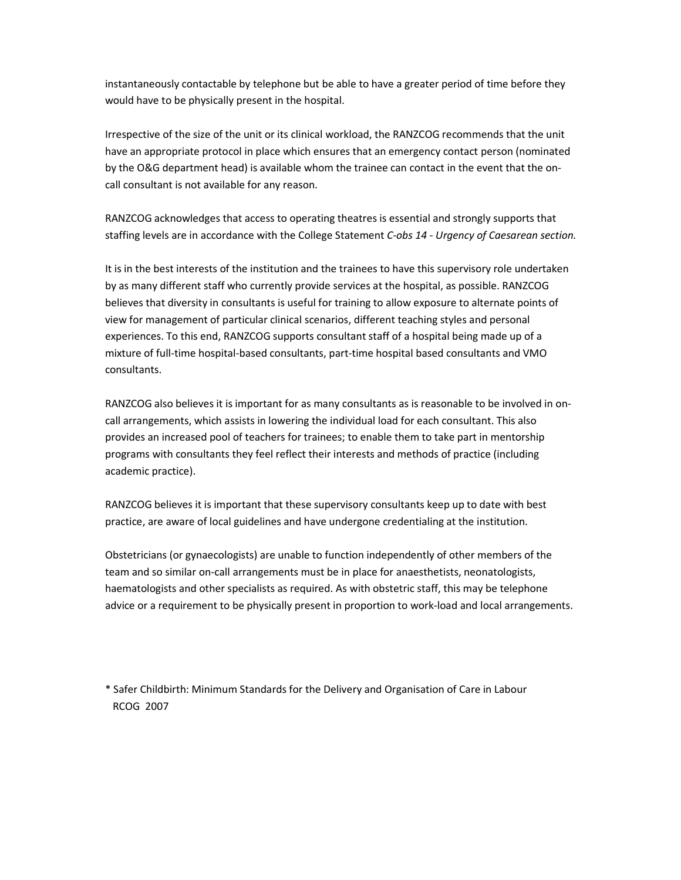instantaneously contactable by telephone but be able to have a greater period of time before they would have to be physically present in the hospital.

Irrespective of the size of the unit or its clinical workload, the RANZCOG recommends that the unit have an appropriate protocol in place which ensures that an emergency contact person (nominated by the O&G department head) is available whom the trainee can contact in the event that the on-call consultant is not available for any reason.

RANZCOG acknowledges that access to operating theatres is essential and strongly supports that staffing levels are in accordance with the College Statement *C-obs 14 - Urgency of Caesarean section.*

It is in the best interests of the institution and the trainees to have this supervisory role undertaken by as many different staff who currently provide services at the hospital, as possible. RANZCOG believes that diversity in consultants is useful for training to allow exposure to alternate points of view for management of particular clinical scenarios, different teaching styles and personal experiences. To this end, RANZCOG supports consultant staff of a hospital being made up of a mixture of full-time hospital-based consultants, part-time hospital based consultants and VMO consultants.

RANZCOG also believes it is important for as many consultants as is reasonable to be involved in on-call arrangements, which assists in lowering the individual load for each consultant. This also provides an increased pool of teachers for trainees; to enable them to take part in mentorship programs with consultants they feel reflect their interests and methods of practice (including academic practice).

RANZCOG believes it is important that these supervisory consultants keep up to date with best practice, are aware of local guidelines and have undergone credentialing at the institution.

Obstetricians (or gynaecologists) are unable to function independently of other members of the team and so similar on-call arrangements must be in place for anaesthetists, neonatologists, haematologists and other specialists as required. As with obstetric staff, this may be telephone advice or a requirement to be physically present in proportion to work-load and local arrangements.

* Safer Childbirth: Minimum Standards for the Delivery and Organisation of Care in Labour RCOG 2007